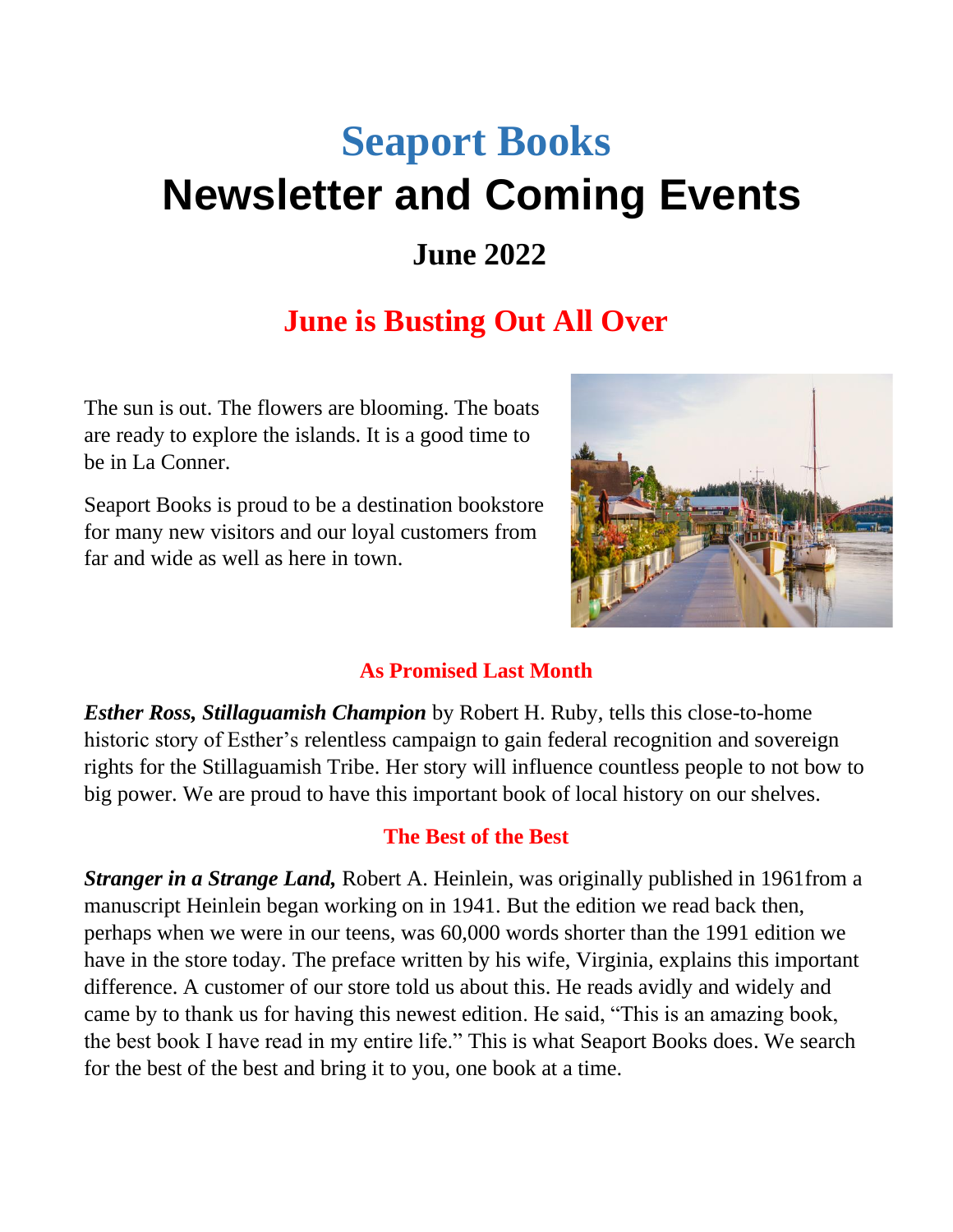# Seaport Books

# Newsletter and Coming Events

## June 2022

## June is Busting Out All Over

The sun is out. The flowers are blooming. The boats are ready to explore the islands. It is a good time to be in La Conner.

Seaport Books is proud to be a destination bookstore for many new visitors and our loyal customers from far and wide as well as here in town.

### As Promised Last Month

***Esther Ross, Stillaguamish Champion*** by Robert H. Ruby, tells this close-to-home historic story of Esther's relentless campaign to gain federal recognition and sovereign rights for the Stillaguamish Tribe. Her story will influence countless people to not bow to big power. We are proud to have this important book of local history on our shelves.

### The Best of the Best

***Stranger in a Strange Land,*** Robert A. Heinlein, was originally published in 1961from a manuscript Heinlein began working on in 1941. But the edition we read back then, perhaps when we were in our teens, was 60,000 words shorter than the 1991 edition we have in the store today. The preface written by his wife, Virginia, explains this important difference. A customer of our store told us about this. He reads avidly and widely and came by to thank us for having this newest edition. He said, "This is an amazing book, the best book I have read in my entire life." This is what Seaport Books does. We search for the best of the best and bring it to you, one book at a time.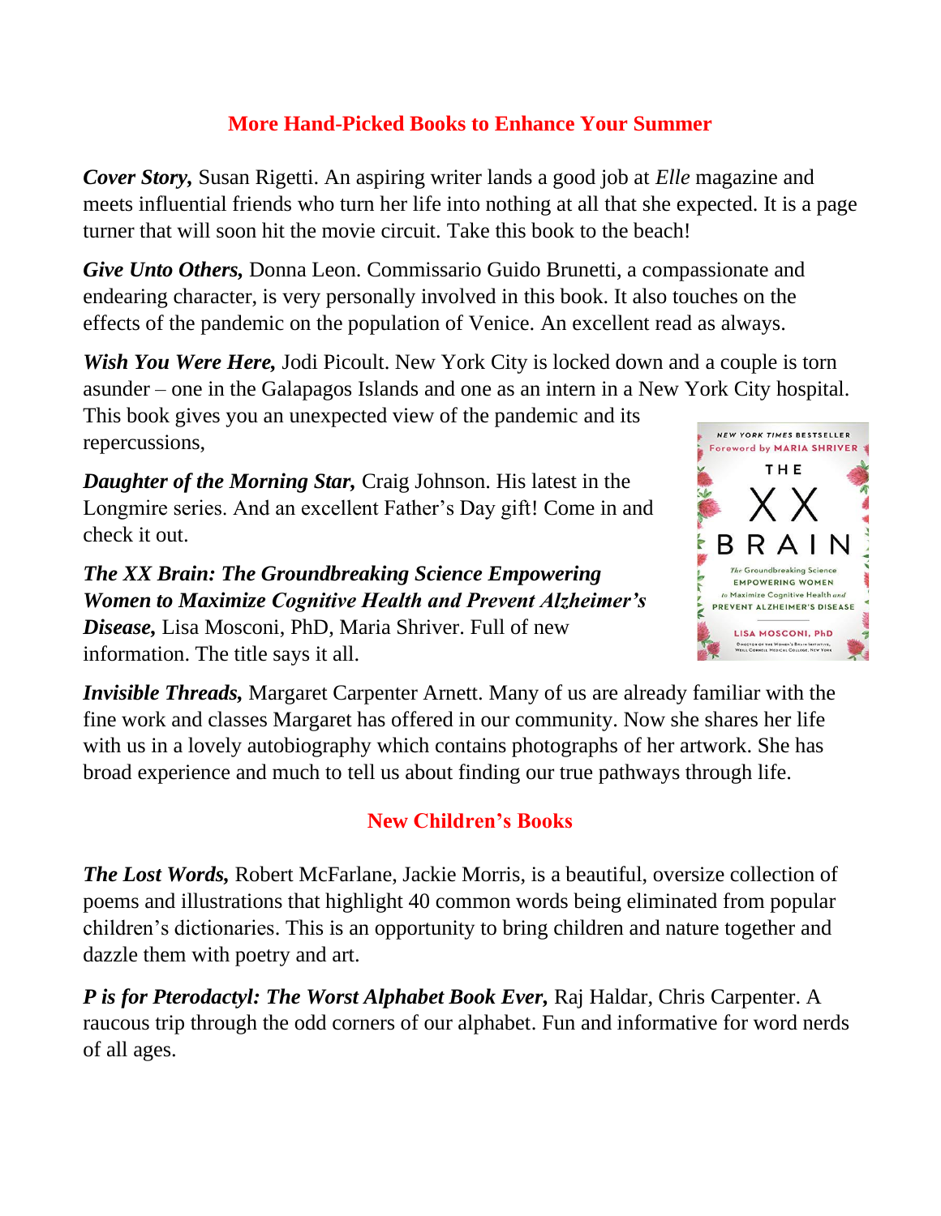## More Hand-Picked Books to Enhance Your Summer

***Cover Story,*** Susan Rigetti. An aspiring writer lands a good job at *Elle* magazine and meets influential friends who turn her life into nothing at all that she expected. It is a page turner that will soon hit the movie circuit. Take this book to the beach!

***Give Unto Others,*** Donna Leon. Commissario Guido Brunetti, a compassionate and endearing character, is very personally involved in this book. It also touches on the effects of the pandemic on the population of Venice. An excellent read as always.

***Wish You Were Here,*** Jodi Picoult. New York City is locked down and a couple is torn asunder – one in the Galapagos Islands and one as an intern in a New York City hospital. This book gives you an unexpected view of the pandemic and its repercussions,

***Daughter of the Morning Star,*** Craig Johnson. His latest in the Longmire series. And an excellent Father's Day gift! Come in and check it out.

***The XX Brain: The Groundbreaking Science Empowering Women to Maximize Cognitive Health and Prevent Alzheimer's Disease,*** Lisa Mosconi, PhD, Maria Shriver. Full of new information. The title says it all.

***Invisible Threads,*** Margaret Carpenter Arnett. Many of us are already familiar with the fine work and classes Margaret has offered in our community. Now she shares her life with us in a lovely autobiography which contains photographs of her artwork. She has broad experience and much to tell us about finding our true pathways through life.

## New Children's Books

***The Lost Words,*** Robert McFarlane, Jackie Morris, is a beautiful, oversize collection of poems and illustrations that highlight 40 common words being eliminated from popular children's dictionaries. This is an opportunity to bring children and nature together and dazzle them with poetry and art.

***P is for Pterodactyl: The Worst Alphabet Book Ever,*** Raj Haldar, Chris Carpenter. A raucous trip through the odd corners of our alphabet. Fun and informative for word nerds of all ages.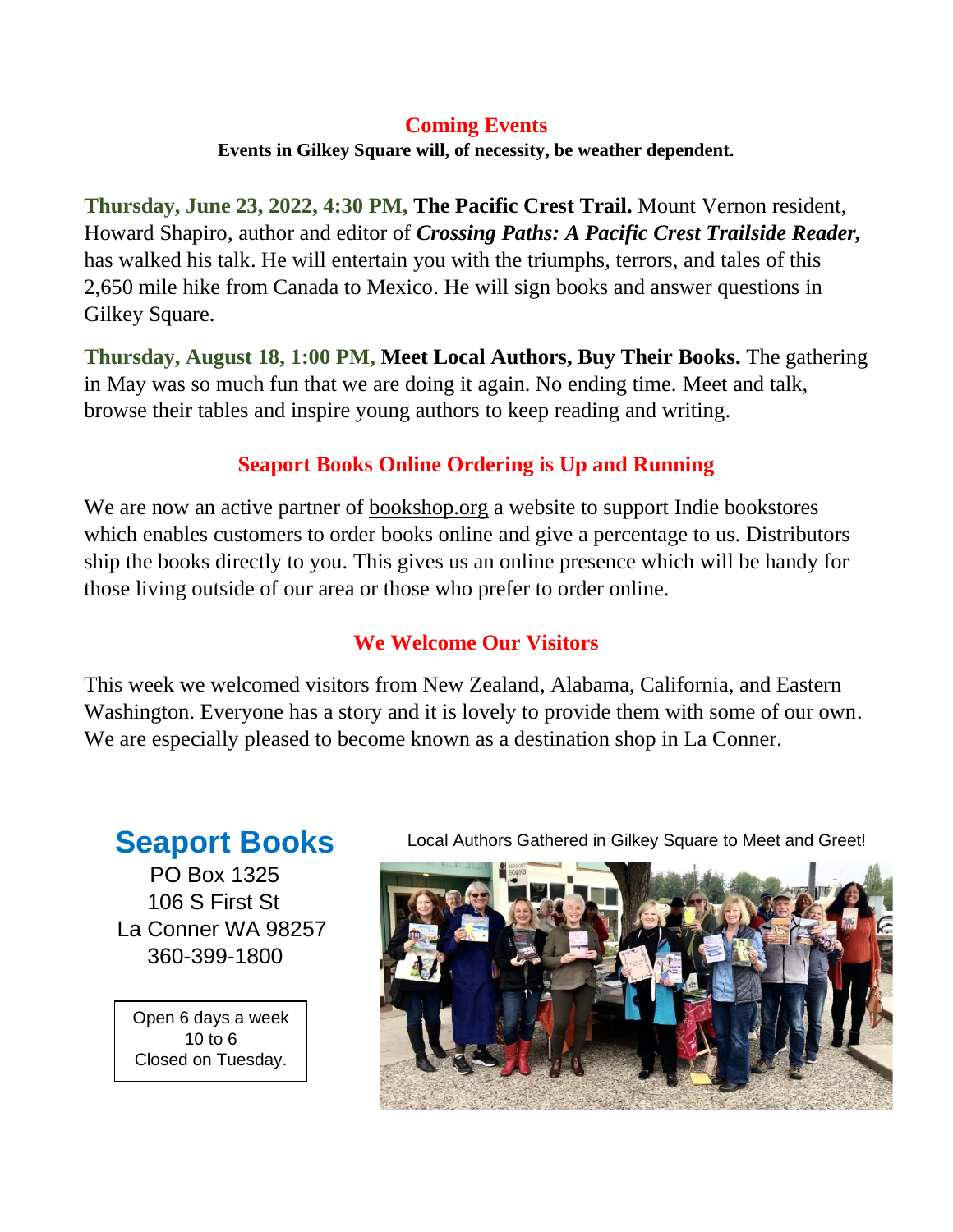## Coming Events

**Events in Gilkey Square will, of necessity, be weather dependent.**

**Thursday, June 23, 2022, 4:30 PM, The Pacific Crest Trail.** Mount Vernon resident, Howard Shapiro, author and editor of ***Crossing Paths: A Pacific Crest Trailside Reader,*** has walked his talk. He will entertain you with the triumphs, terrors, and tales of this 2,650 mile hike from Canada to Mexico. He will sign books and answer questions in Gilkey Square.

**Thursday, August 18, 1:00 PM, Meet Local Authors, Buy Their Books.** The gathering in May was so much fun that we are doing it again. No ending time. Meet and talk, browse their tables and inspire young authors to keep reading and writing.

## Seaport Books Online Ordering is Up and Running

We are now an active partner of bookshop.org a website to support Indie bookstores which enables customers to order books online and give a percentage to us. Distributors ship the books directly to you. This gives us an online presence which will be handy for those living outside of our area or those who prefer to order online.

## We Welcome Our Visitors

This week we welcomed visitors from New Zealand, Alabama, California, and Eastern Washington. Everyone has a story and it is lovely to provide them with some of our own. We are especially pleased to become known as a destination shop in La Conner.

# Seaport Books

PO Box 1325
106 S First St
La Conner WA 98257
360-399-1800

Open 6 days a week
10 to 6
Closed on Tuesday.

Local Authors Gathered in Gilkey Square to Meet and Greet!